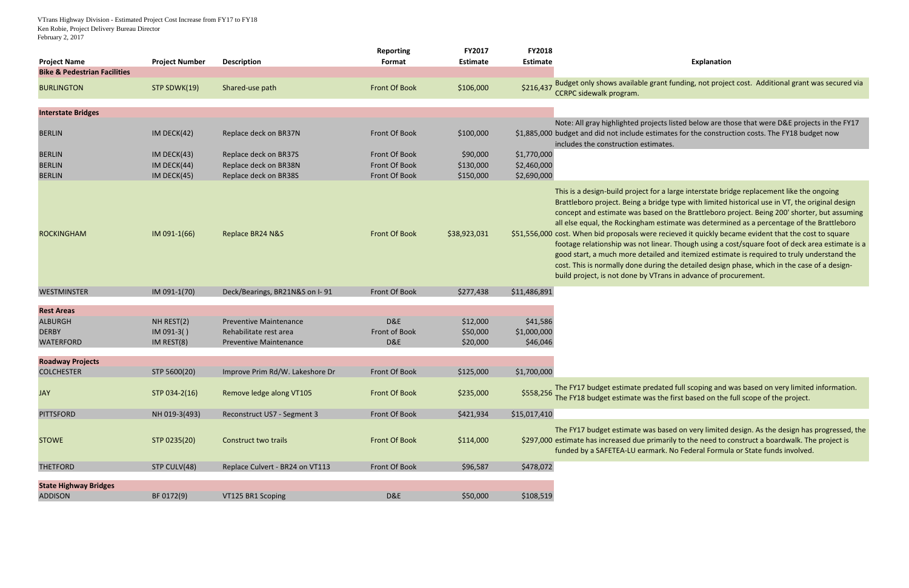VTrans Highway Division - Estimated Project Cost Increase from FY17 to FY18
Ken Robie, Project Delivery Bureau Director
February 2, 2017

| Project Name | Project Number | Description | Reporting Format | FY2017 Estimate | FY2018 Estimate | Explanation |
|---|---|---|---|---|---|---|
| **Bike & Pedestrian Facilities** | | | | | | |
| BURLINGTON | STP SDWK(19) | Shared-use path | Front Of Book | $106,000 | $216,437 | Budget only shows available grant funding, not project cost. Additional grant was secured via CCRPC sidewalk program. |
| **Interstate Bridges** | | | | | | |
| BERLIN | IM DECK(42) | Replace deck on BR37N | Front Of Book | $100,000 | $1,885,000 | Note: All gray highlighted projects listed below are those that were D&E projects in the FY17 budget and did not include estimates for the construction costs. The FY18 budget now includes the construction estimates. |
| BERLIN | IM DECK(43) | Replace deck on BR37S | Front Of Book | $90,000 | $1,770,000 | |
| BERLIN | IM DECK(44) | Replace deck on BR38N | Front Of Book | $130,000 | $2,460,000 | |
| BERLIN | IM DECK(45) | Replace deck on BR38S | Front Of Book | $150,000 | $2,690,000 | |
| ROCKINGHAM | IM 091-1(66) | Replace BR24 N&S | Front Of Book | $38,923,031 | $51,556,000 | This is a design-build project for a large interstate bridge replacement like the ongoing Brattleboro project. Being a bridge type with limited historical use in VT, the original design concept and estimate was based on the Brattleboro project. Being 200' shorter, but assuming all else equal, the Rockingham estimate was determined as a percentage of the Brattleboro cost. When bid proposals were recieved it quickly became evident that the cost to square footage relationship was not linear. Though using a cost/square foot of deck area estimate is a good start, a much more detailed and itemized estimate is required to truly understand the cost. This is normally done during the detailed design phase, which in the case of a design-build project, is not done by VTrans in advance of procurement. |
| WESTMINSTER | IM 091-1(70) | Deck/Bearings, BR21N&S on I- 91 | Front Of Book | $277,438 | $11,486,891 | |
| **Rest Areas** | | | | | | |
| ALBURGH | NH REST(2) | Preventive Maintenance | D&E | $12,000 | $41,586 | |
| DERBY | IM 091-3( ) | Rehabilitate rest area | Front of Book | $50,000 | $1,000,000 | |
| WATERFORD | IM REST(8) | Preventive Maintenance | D&E | $20,000 | $46,046 | |
| **Roadway Projects** | | | | | | |
| COLCHESTER | STP 5600(20) | Improve Prim Rd/W. Lakeshore Dr | Front Of Book | $125,000 | $1,700,000 | |
| JAY | STP 034-2(16) | Remove ledge along VT105 | Front Of Book | $235,000 | $558,256 | The FY17 budget estimate predated full scoping and was based on very limited information. The FY18 budget estimate was the first based on the full scope of the project. |
| PITTSFORD | NH 019-3(493) | Reconstruct US7 - Segment 3 | Front Of Book | $421,934 | $15,017,410 | |
| STOWE | STP 0235(20) | Construct two trails | Front Of Book | $114,000 | $297,000 | The FY17 budget estimate was based on very limited design. As the design has progressed, the estimate has increased due primarily to the need to construct a boardwalk. The project is funded by a SAFETEA-LU earmark. No Federal Formula or State funds involved. |
| THETFORD | STP CULV(48) | Replace Culvert - BR24 on VT113 | Front Of Book | $96,587 | $478,072 | |
| **State Highway Bridges** | | | | | | |
| ADDISON | BF 0172(9) | VT125 BR1 Scoping | D&E | $50,000 | $108,519 | |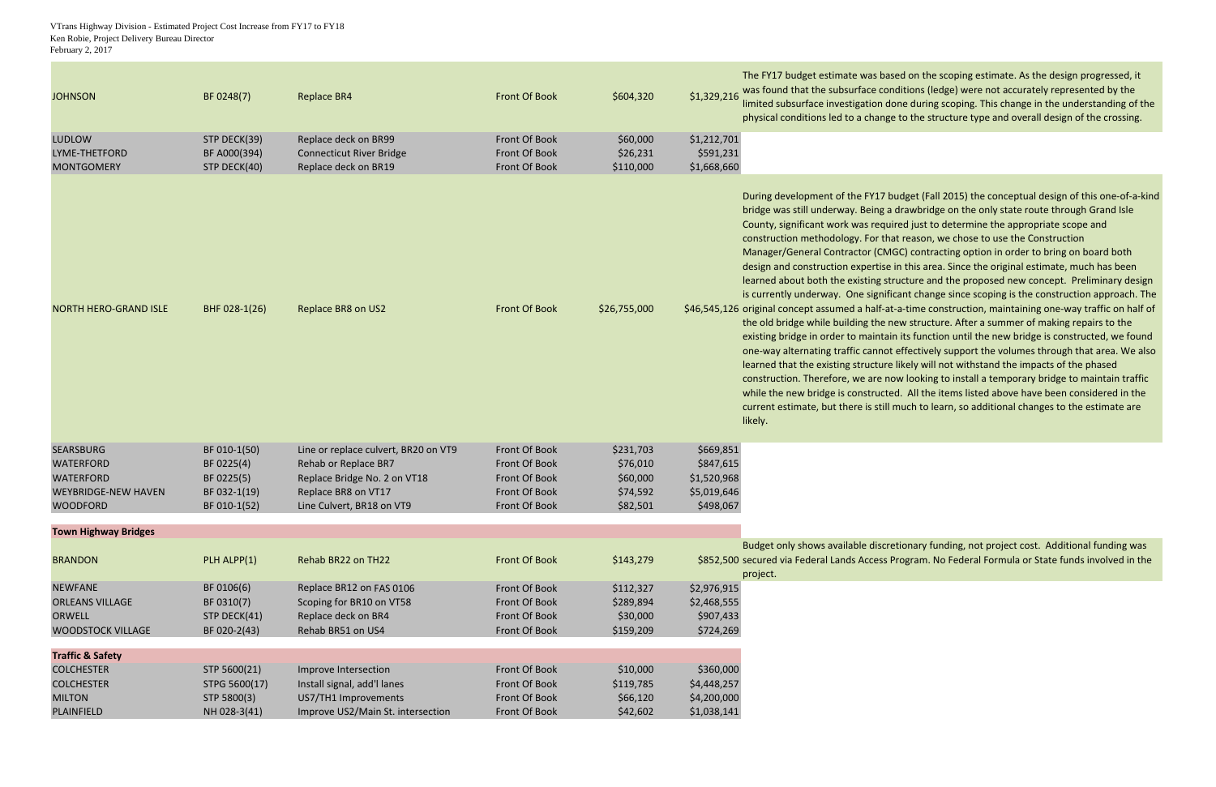VTrans Highway Division - Estimated Project Cost Increase from FY17 to FY18
Ken Robie, Project Delivery Bureau Director
February 2, 2017

| | | | | | | |
|---|---|---|---|---|---|---|
| JOHNSON | BF 0248(7) | Replace BR4 | Front Of Book | $604,320 | $1,329,216 | The FY17 budget estimate was based on the scoping estimate. As the design progressed, it was found that the subsurface conditions (ledge) were not accurately represented by the limited subsurface investigation done during scoping. This change in the understanding of the physical conditions led to a change to the structure type and overall design of the crossing. |
| LUDLOW | STP DECK(39) | Replace deck on BR99 | Front Of Book | $60,000 | $1,212,701 | |
| LYME-THETFORD | BF A000(394) | Connecticut River Bridge | Front Of Book | $26,231 | $591,231 | |
| MONTGOMERY | STP DECK(40) | Replace deck on BR19 | Front Of Book | $110,000 | $1,668,660 | |
| NORTH HERO-GRAND ISLE | BHF 028-1(26) | Replace BR8 on US2 | Front Of Book | $26,755,000 | $46,545,126 | During development of the FY17 budget (Fall 2015) the conceptual design of this one-of-a-kind bridge was still underway. Being a drawbridge on the only state route through Grand Isle County, significant work was required just to determine the appropriate scope and construction methodology. For that reason, we chose to use the Construction Manager/General Contractor (CMGC) contracting option in order to bring on board both design and construction expertise in this area. Since the original estimate, much has been learned about both the existing structure and the proposed new concept. Preliminary design is currently underway. One significant change since scoping is the construction approach. The original concept assumed a half-at-a-time construction, maintaining one-way traffic on half of the old bridge while building the new structure. After a summer of making repairs to the existing bridge in order to maintain its function until the new bridge is constructed, we found one-way alternating traffic cannot effectively support the volumes through that area. We also learned that the existing structure likely will not withstand the impacts of the phased construction. Therefore, we are now looking to install a temporary bridge to maintain traffic while the new bridge is constructed. All the items listed above have been considered in the current estimate, but there is still much to learn, so additional changes to the estimate are likely. |
| SEARSBURG | BF 010-1(50) | Line or replace culvert, BR20 on VT9 | Front Of Book | $231,703 | $669,851 | |
| WATERFORD | BF 0225(4) | Rehab or Replace BR7 | Front Of Book | $76,010 | $847,615 | |
| WATERFORD | BF 0225(5) | Replace Bridge No. 2 on VT18 | Front Of Book | $60,000 | $1,520,968 | |
| WEYBRIDGE-NEW HAVEN | BF 032-1(19) | Replace BR8 on VT17 | Front Of Book | $74,592 | $5,019,646 | |
| WOODFORD | BF 010-1(52) | Line Culvert, BR18 on VT9 | Front Of Book | $82,501 | $498,067 | |
| **Town Highway Bridges** | | | | | | |
| BRANDON | PLH ALPP(1) | Rehab BR22 on TH22 | Front Of Book | $143,279 | $852,500 | Budget only shows available discretionary funding, not project cost. Additional funding was secured via Federal Lands Access Program. No Federal Formula or State funds involved in the project. |
| NEWFANE | BF 0106(6) | Replace BR12 on FAS 0106 | Front Of Book | $112,327 | $2,976,915 | |
| ORLEANS VILLAGE | BF 0310(7) | Scoping for BR10 on VT58 | Front Of Book | $289,894 | $2,468,555 | |
| ORWELL | STP DECK(41) | Replace deck on BR4 | Front Of Book | $30,000 | $907,433 | |
| WOODSTOCK VILLAGE | BF 020-2(43) | Rehab BR51 on US4 | Front Of Book | $159,209 | $724,269 | |
| **Traffic & Safety** | | | | | | |
| COLCHESTER | STP 5600(21) | Improve Intersection | Front Of Book | $10,000 | $360,000 | |
| COLCHESTER | STPG 5600(17) | Install signal, add'l lanes | Front Of Book | $119,785 | $4,448,257 | |
| MILTON | STP 5800(3) | US7/TH1 Improvements | Front Of Book | $66,120 | $4,200,000 | |
| PLAINFIELD | NH 028-3(41) | Improve US2/Main St. intersection | Front Of Book | $42,602 | $1,038,141 | |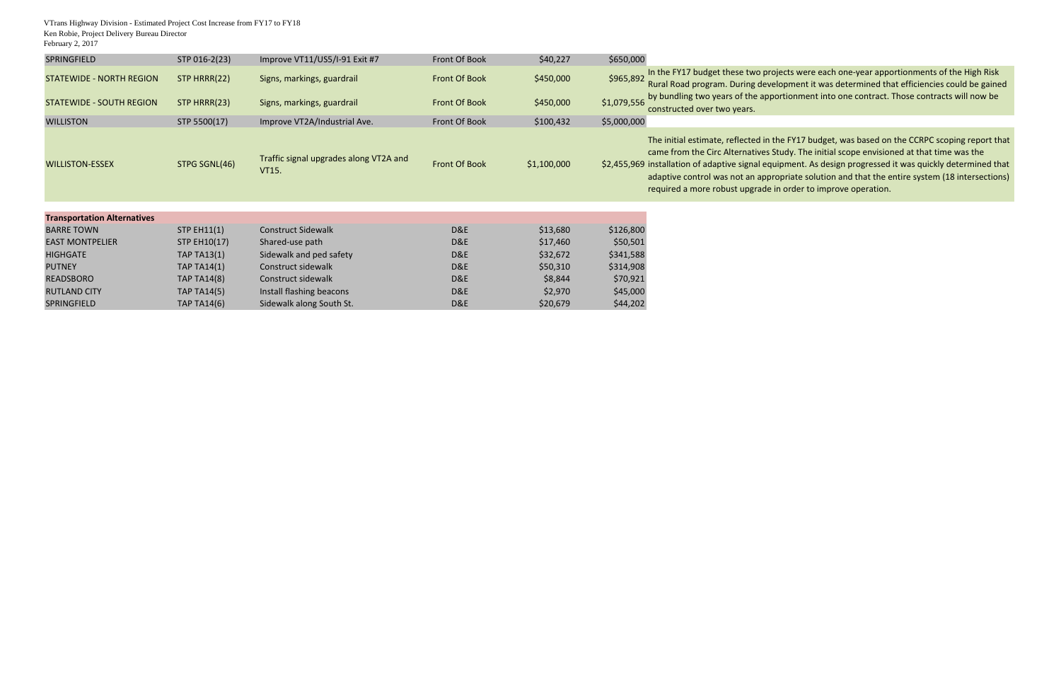VTrans Highway Division - Estimated Project Cost Increase from FY17 to FY18
Ken Robie, Project Delivery Bureau Director
February 2, 2017

| | | | | | | |
|---|---|---|---|---|---|---|
| SPRINGFIELD | STP 016-2(23) | Improve VT11/US5/I-91 Exit #7 | Front Of Book | $40,227 | $650,000 | |
| STATEWIDE - NORTH REGION | STP HRRR(22) | Signs, markings, guardrail | Front Of Book | $450,000 | $965,892 | In the FY17 budget these two projects were each one-year apportionments of the High Risk Rural Road program. During development it was determined that efficiencies could be gained by bundling two years of the apportionment into one contract. Those contracts will now be constructed over two years. |
| STATEWIDE - SOUTH REGION | STP HRRR(23) | Signs, markings, guardrail | Front Of Book | $450,000 | $1,079,556 | |
| WILLISTON | STP 5500(17) | Improve VT2A/Industrial Ave. | Front Of Book | $100,432 | $5,000,000 | |
| WILLISTON-ESSEX | STPG SGNL(46) | Traffic signal upgrades along VT2A and VT15. | Front Of Book | $1,100,000 | $2,455,969 | The initial estimate, reflected in the FY17 budget, was based on the CCRPC scoping report that came from the Circ Alternatives Study. The initial scope envisioned at that time was the installation of adaptive signal equipment. As design progressed it was quickly determined that adaptive control was not an appropriate solution and that the entire system (18 intersections) required a more robust upgrade in order to improve operation. |

| **Transportation Alternatives** | | | | | |
|---|---|---|---|---|---|
| BARRE TOWN | STP EH11(1) | Construct Sidewalk | D&E | $13,680 | $126,800 |
| EAST MONTPELIER | STP EH10(17) | Shared-use path | D&E | $17,460 | $50,501 |
| HIGHGATE | TAP TA13(1) | Sidewalk and ped safety | D&E | $32,672 | $341,588 |
| PUTNEY | TAP TA14(1) | Construct sidewalk | D&E | $50,310 | $314,908 |
| READSBORO | TAP TA14(8) | Construct sidewalk | D&E | $8,844 | $70,921 |
| RUTLAND CITY | TAP TA14(5) | Install flashing beacons | D&E | $2,970 | $45,000 |
| SPRINGFIELD | TAP TA14(6) | Sidewalk along South St. | D&E | $20,679 | $44,202 |